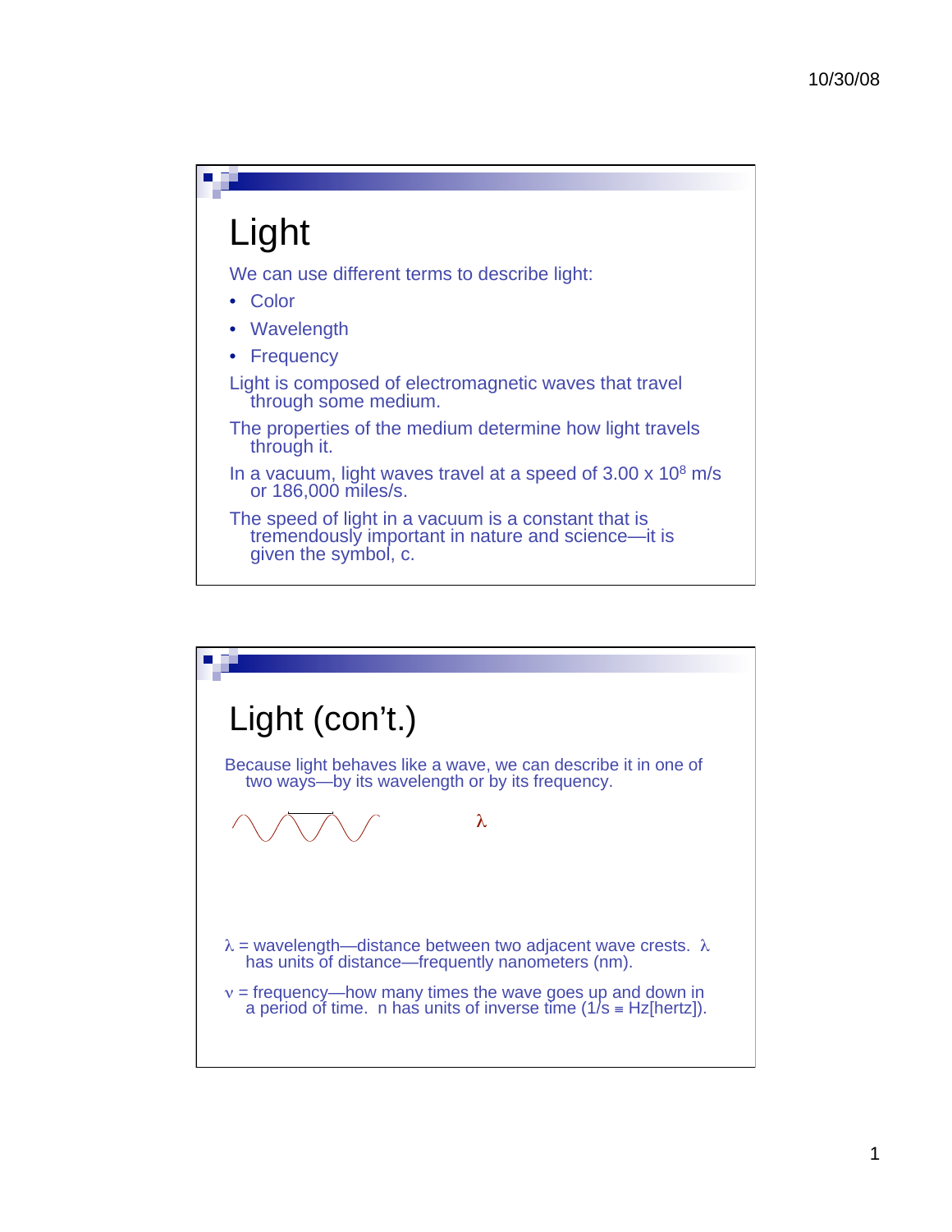# Light

We can use different terms to describe light:

- Color
- Wavelength
- Frequency

Light is composed of electromagnetic waves that travel through some medium.

The properties of the medium determine how light travels through it.

In a vacuum, light waves travel at a speed of $3.00 \times 10^8$ m/s or 186,000 miles/s.

The speed of light in a vacuum is a constant that is tremendously important in nature and science—it is given the symbol, c.

# Light (con't.)

Because light behaves like a wave, we can describe it in one of two ways—by its wavelength or by its frequency.

$\lambda$

$\lambda$ = wavelength—distance between two adjacent wave crests. $\lambda$ has units of distance—frequently nanometers (nm).

$\nu$ = frequency—how many times the wave goes up and down in a period of time. n has units of inverse time (1/s ≡ Hz[hertz]).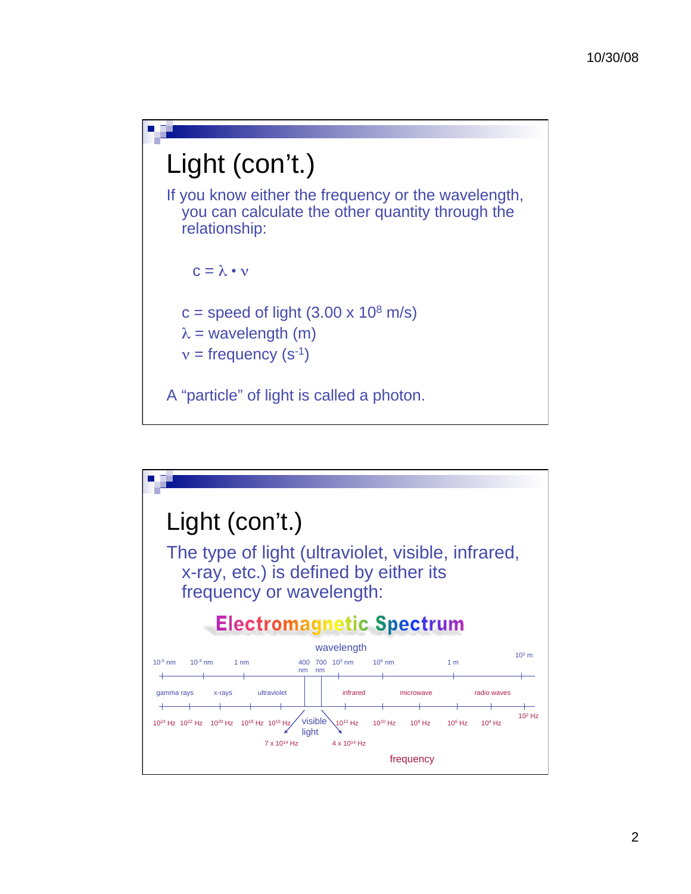## Light (con't.)

If you know either the frequency or the wavelength, you can calculate the other quantity through the relationship:

$$c = \lambda \cdot \nu$$

$c$ = speed of light ($3.00 \times 10^8$ m/s)
$\lambda$ = wavelength (m)
$\nu$ = frequency ($s^{-1}$)

A "particle" of light is called a photon.

## Light (con't.)

The type of light (ultraviolet, visible, infrared, x-ray, etc.) is defined by either its frequency or wavelength:

**Electromagnetic Spectrum**

wavelength

$10^{-5}$ nm | $10^{-3}$ nm | 1 nm | 400 nm | 700 nm | $10^3$ nm | $10^6$ nm | 1 m | $10^3$ m

gamma rays | x-rays | ultraviolet | visible light | infrared | microwave | radio waves

$10^{24}$ Hz | $10^{22}$ Hz | $10^{20}$ Hz | $10^{18}$ Hz | $10^{16}$ Hz | $10^{12}$ Hz | $10^{10}$ Hz | $10^8$ Hz | $10^6$ Hz | $10^4$ Hz | $10^2$ Hz

$7 \times 10^{14}$ Hz | $4 \times 10^{14}$ Hz

frequency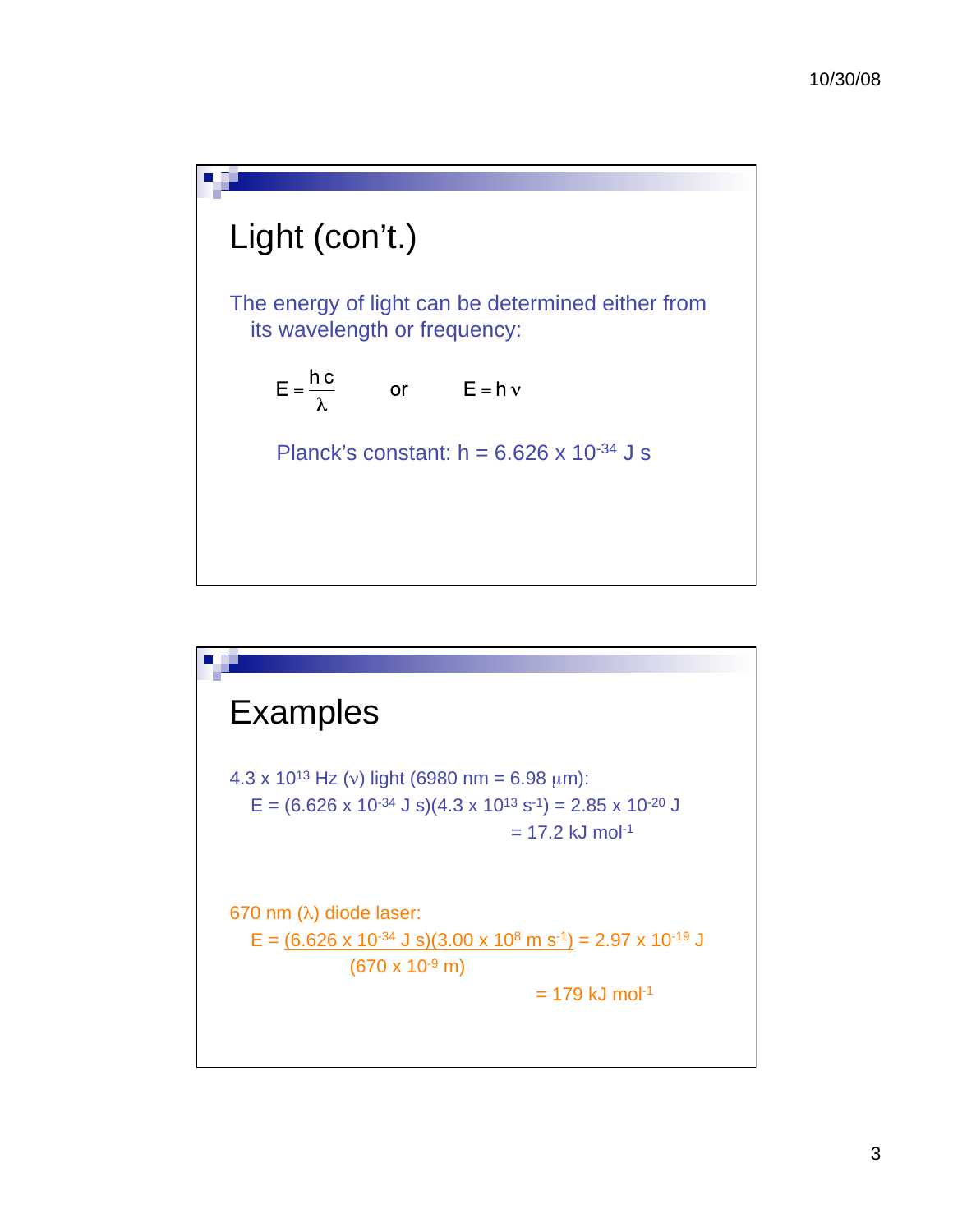## Light (con't.)

The energy of light can be determined either from its wavelength or frequency:

$$E = \frac{hc}{\lambda} \quad \text{or} \quad E = h\nu$$

Planck's constant: $h = 6.626 \times 10^{-34}$ J s

## Examples

$4.3 \times 10^{13}$ Hz ($\nu$) light (6980 nm = 6.98 $\mu$m):

$E = (6.626 \times 10^{-34} \text{ J s})(4.3 \times 10^{13} \text{ s}^{-1}) = 2.85 \times 10^{-20}$ J

$= 17.2$ kJ mol$^{-1}$

670 nm ($\lambda$) diode laser:

$$E = \frac{(6.626 \times 10^{-34} \text{ J s})(3.00 \times 10^{8} \text{ m s}^{-1})}{(670 \times 10^{-9} \text{ m})} = 2.97 \times 10^{-19} \text{ J}$$

$= 179$ kJ mol$^{-1}$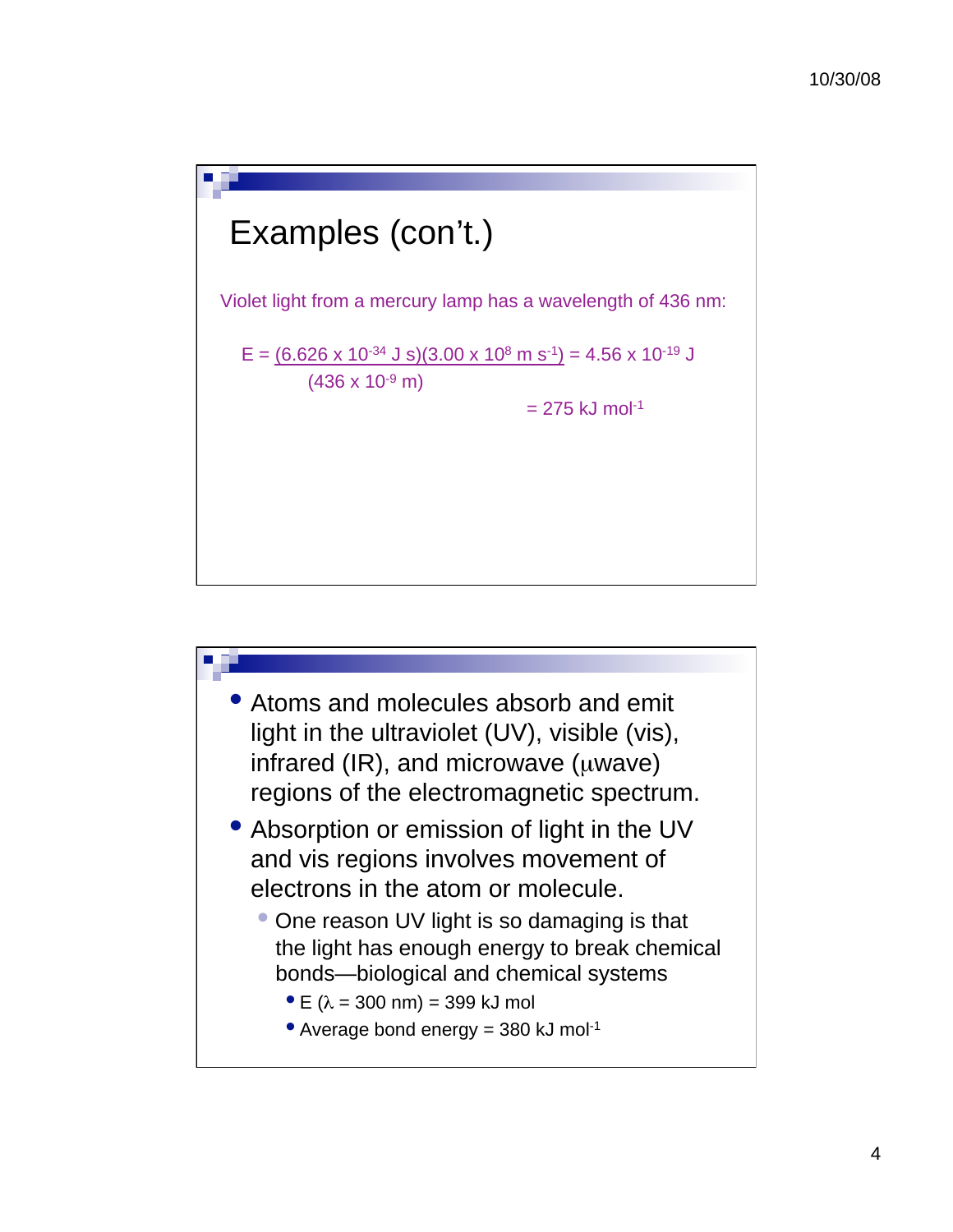## Examples (con't.)

Violet light from a mercury lamp has a wavelength of 436 nm:

$$E = \frac{(6.626 \times 10^{-34} \text{ J s})(3.00 \times 10^{8} \text{ m s}^{-1})}{(436 \times 10^{-9} \text{ m})} = 4.56 \times 10^{-19} \text{ J}$$

$$= 275 \text{ kJ mol}^{-1}$$

- Atoms and molecules absorb and emit light in the ultraviolet (UV), visible (vis), infrared (IR), and microwave (μwave) regions of the electromagnetic spectrum.
- Absorption or emission of light in the UV and vis regions involves movement of electrons in the atom or molecule.
  - One reason UV light is so damaging is that the light has enough energy to break chemical bonds—biological and chemical systems
    - E ($\lambda$ = 300 nm) = 399 kJ mol
    - Average bond energy = 380 kJ mol$^{-1}$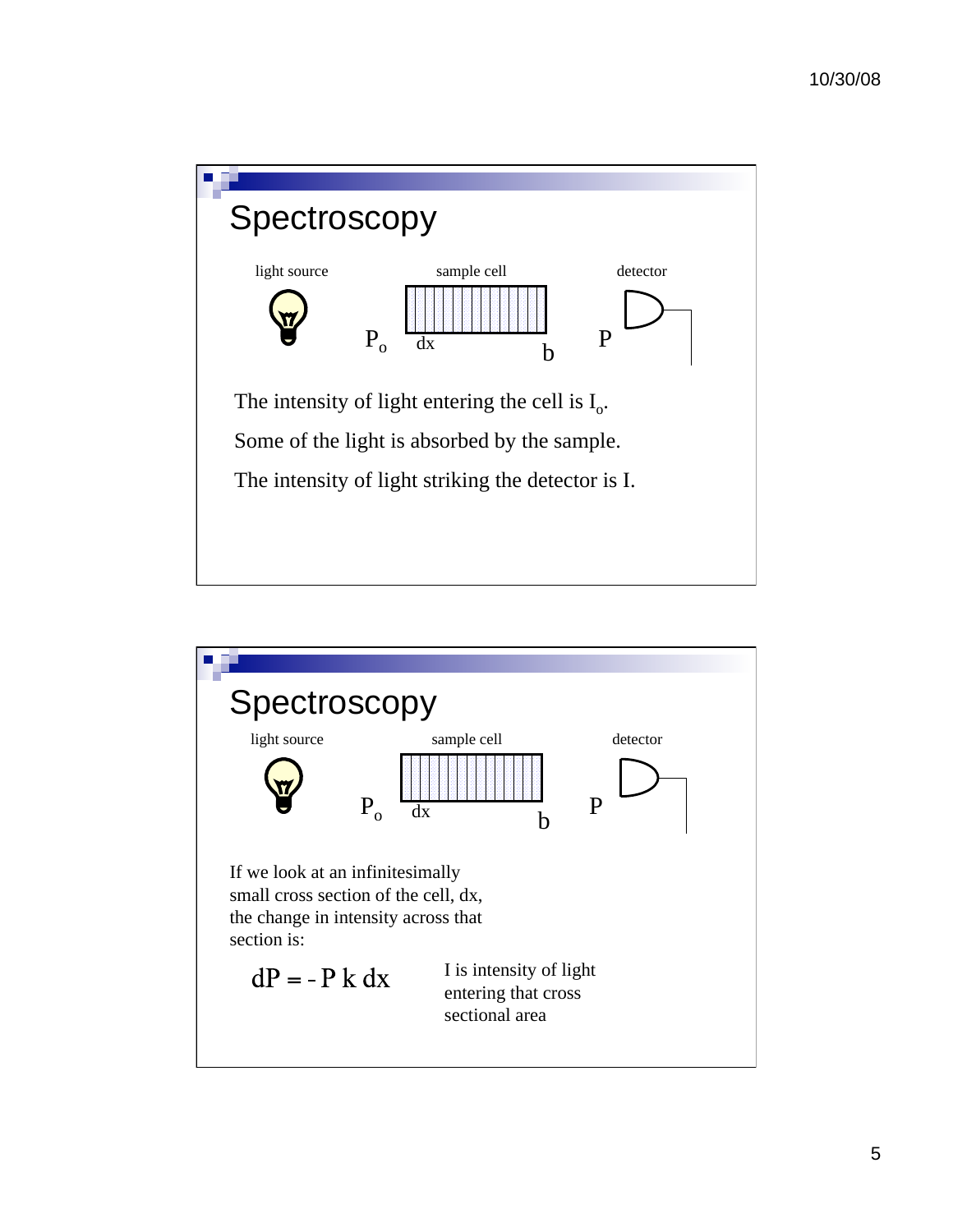## Spectroscopy

light source

sample cell

detector

$P_o$ dx b $P$

The intensity of light entering the cell is $I_o$.

Some of the light is absorbed by the sample.

The intensity of light striking the detector is I.

## Spectroscopy

light source

sample cell

detector

$P_o$ dx b $P$

If we look at an infinitesimally small cross section of the cell, dx, the change in intensity across that section is:

$$dP = - P\, k\, dx$$

I is intensity of light entering that cross sectional area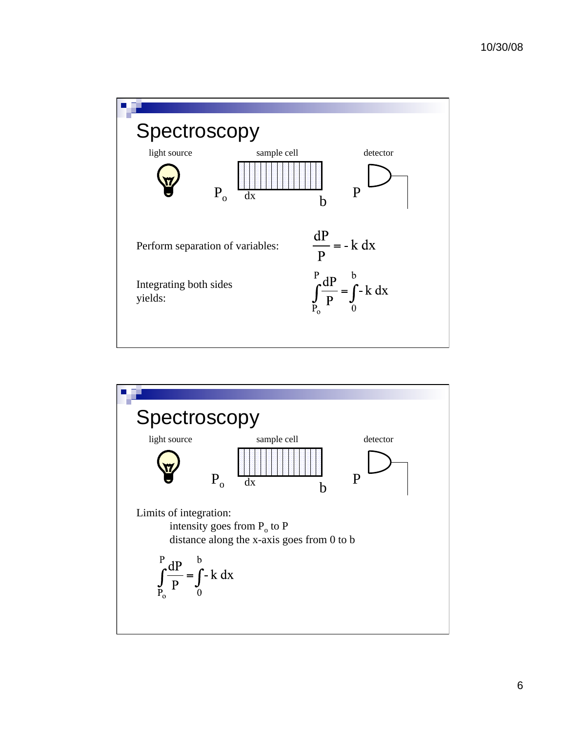## Spectroscopy

light source — sample cell — detector

$P_o$ — $dx$ — $b$ — $P$

Perform separation of variables:

$$\frac{dP}{P} = -k\,dx$$

Integrating both sides yields:

$$\int_{P_o}^{P} \frac{dP}{P} = \int_{0}^{b} -k\,dx$$

## Spectroscopy

light source — sample cell — detector

$P_o$ — $dx$ — $b$ — $P$

Limits of integration:

intensity goes from $P_o$ to $P$

distance along the x-axis goes from 0 to b

$$\int_{P_o}^{P} \frac{dP}{P} = \int_{0}^{b} -k\,dx$$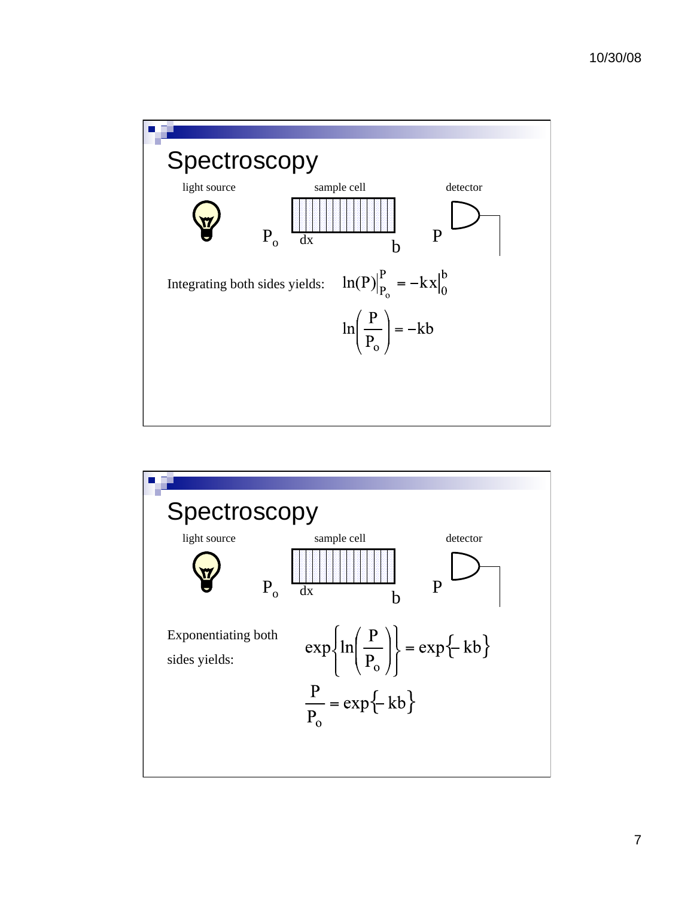## Spectroscopy

light source — sample cell — detector

$P_o$ — $dx$ — $b$ — $P$

Integrating both sides yields:

$$\ln(P)\Big|_{P_o}^{P} = -kx\Big|_0^b$$

$$\ln\left(\frac{P}{P_o}\right) = -kb$$

## Spectroscopy

light source — sample cell — detector

$P_o$ — $dx$ — $b$ — $P$

Exponentiating both sides yields:

$$\exp\left\{\ln\left(\frac{P}{P_o}\right)\right\} = \exp\{-kb\}$$

$$\frac{P}{P_o} = \exp\{-kb\}$$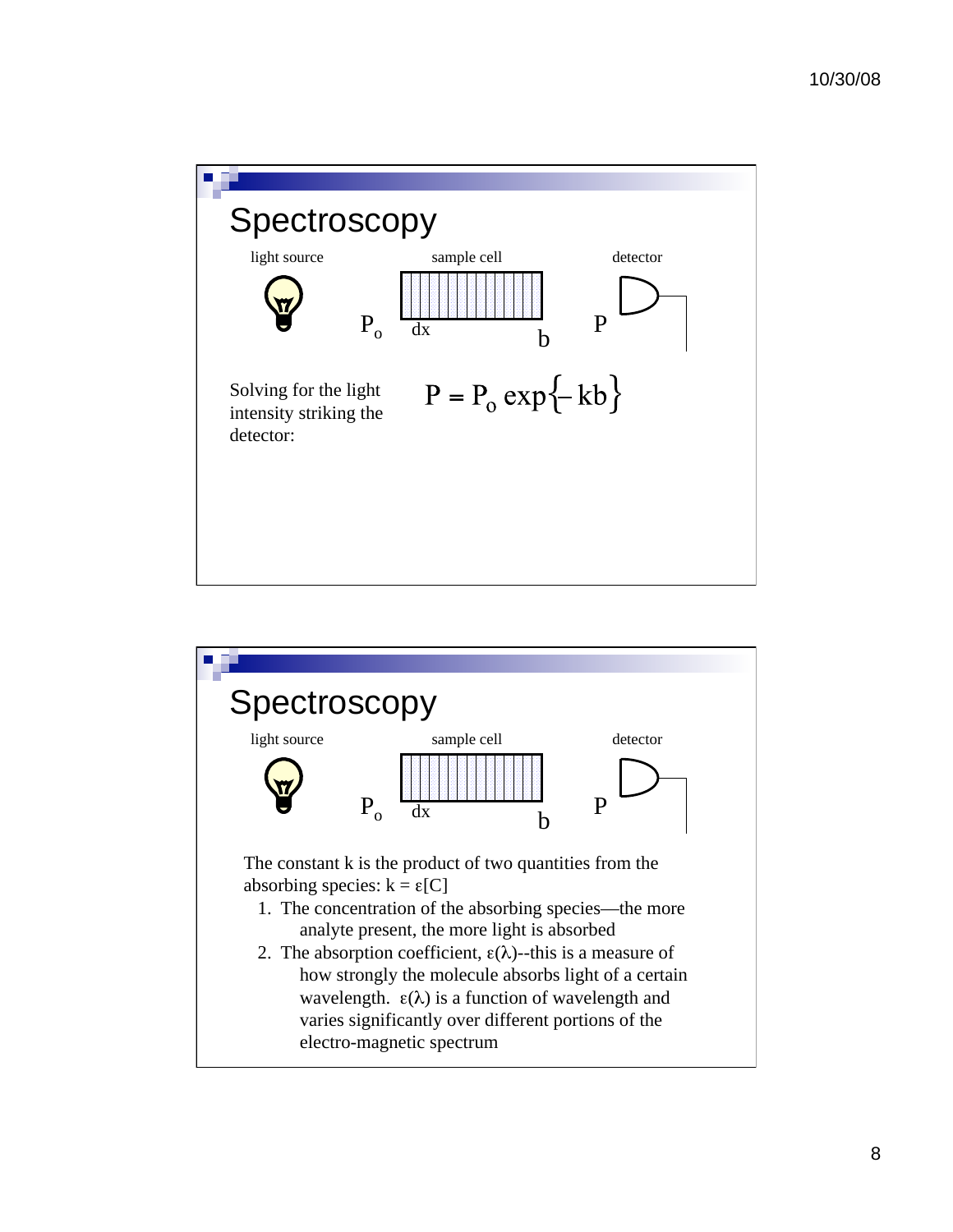## Spectroscopy

light source

sample cell

detector

$P_o$ dx b $P$

Solving for the light intensity striking the detector:

$$P = P_o \exp\{-kb\}$$

## Spectroscopy

light source

sample cell

detector

$P_o$ dx b $P$

The constant k is the product of two quantities from the absorbing species: $k = \varepsilon[C]$

1. The concentration of the absorbing species—the more analyte present, the more light is absorbed
2. The absorption coefficient, $\varepsilon(\lambda)$--this is a measure of how strongly the molecule absorbs light of a certain wavelength. $\varepsilon(\lambda)$ is a function of wavelength and varies significantly over different portions of the electro-magnetic spectrum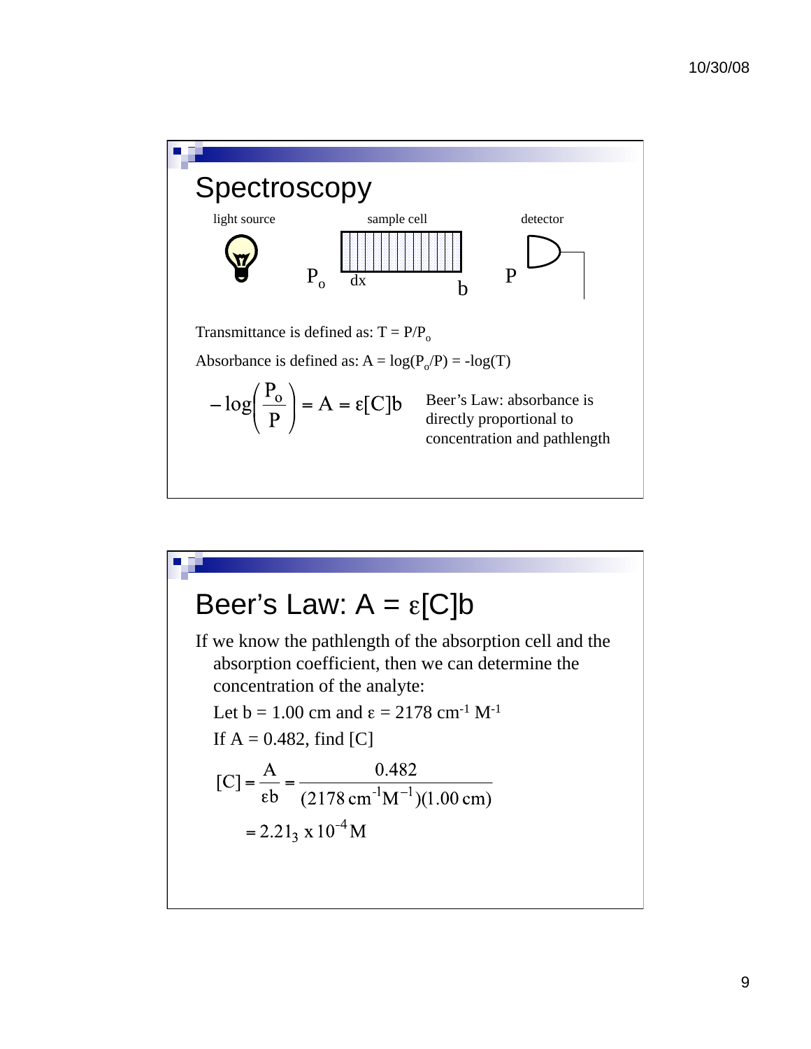## Spectroscopy

light source | sample cell | detector

$P_o$ dx b $P$

Transmittance is defined as: $T = P/P_o$

Absorbance is defined as: $A = \log(P_o/P) = -\log(T)$

$$-\log\left(\frac{P_o}{P}\right) = A = \varepsilon[C]b$$

Beer's Law: absorbance is directly proportional to concentration and pathlength

## Beer's Law: $A = \varepsilon[C]b$

If we know the pathlength of the absorption cell and the absorption coefficient, then we can determine the concentration of the analyte:

Let $b = 1.00$ cm and $\varepsilon = 2178\ \text{cm}^{-1}\ \text{M}^{-1}$

If $A = 0.482$, find [C]

$$[C] = \frac{A}{\varepsilon b} = \frac{0.482}{(2178\ \text{cm}^{-1}\text{M}^{-1})(1.00\ \text{cm})}$$

$$= 2.21_3 \times 10^{-4}\ \text{M}$$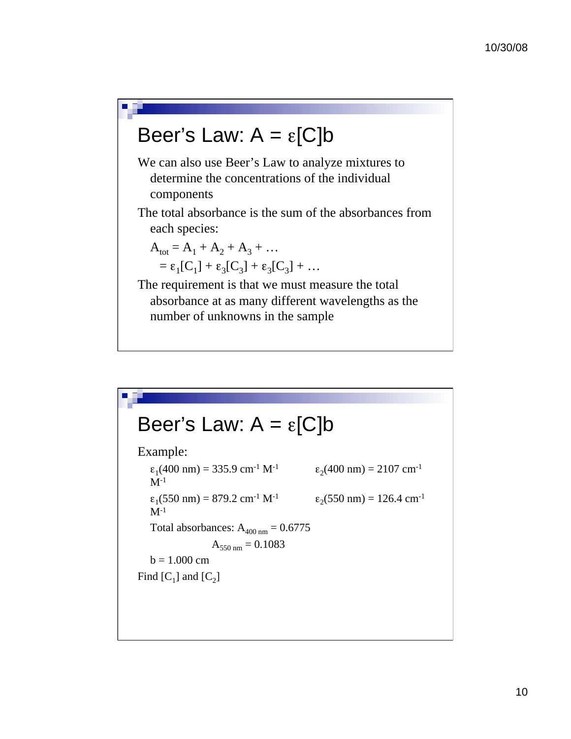# Beer's Law: $A = \varepsilon[C]b$

We can also use Beer's Law to analyze mixtures to determine the concentrations of the individual components

The total absorbance is the sum of the absorbances from each species:

$$A_{tot} = A_1 + A_2 + A_3 + \ldots$$
$$= \varepsilon_1[C_1] + \varepsilon_3[C_3] + \varepsilon_3[C_3] + \ldots$$

The requirement is that we must measure the total absorbance at as many different wavelengths as the number of unknowns in the sample

# Beer's Law: $A = \varepsilon[C]b$

Example:

$\varepsilon_1$(400 nm) = 335.9 cm$^{-1}$ M$^{-1}$ $\quad$ $\varepsilon_2$(400 nm) = 2107 cm$^{-1}$ M$^{-1}$

$\varepsilon_1$(550 nm) = 879.2 cm$^{-1}$ M$^{-1}$ $\quad$ $\varepsilon_2$(550 nm) = 126.4 cm$^{-1}$ M$^{-1}$

Total absorbances: $A_{400\ nm} = 0.6775$

$A_{550\ nm} = 0.1083$

b = 1.000 cm

Find $[C_1]$ and $[C_2]$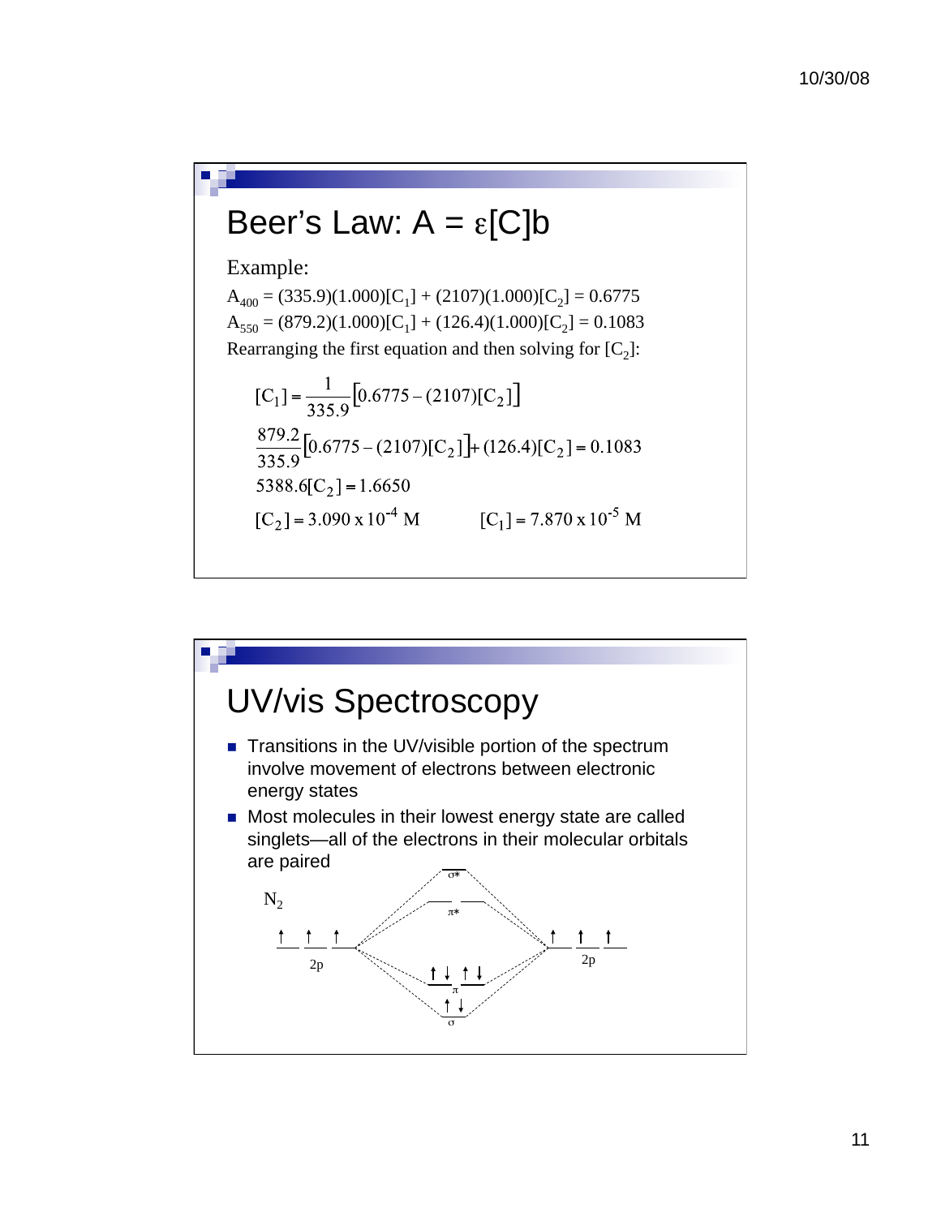# Beer's Law: A = ε[C]b

Example:

$A_{400} = (335.9)(1.000)[C_1] + (2107)(1.000)[C_2] = 0.6775$

$A_{550} = (879.2)(1.000)[C_1] + (126.4)(1.000)[C_2] = 0.1083$

Rearranging the first equation and then solving for $[C_2]$:

$$[C_1] = \frac{1}{335.9}\left[0.6775 - (2107)[C_2]\right]$$

$$\frac{879.2}{335.9}\left[0.6775 - (2107)[C_2]\right] + (126.4)[C_2] = 0.1083$$

$$5388.6[C_2] = 1.6650$$

$$[C_2] = 3.090 \times 10^{-4}\ \text{M} \qquad [C_1] = 7.870 \times 10^{-5}\ \text{M}$$

# UV/vis Spectroscopy

- Transitions in the UV/visible portion of the spectrum involve movement of electrons between electronic energy states
- Most molecules in their lowest energy state are called singlets—all of the electrons in their molecular orbitals are paired

$N_2$

2p σ* π* π σ 2p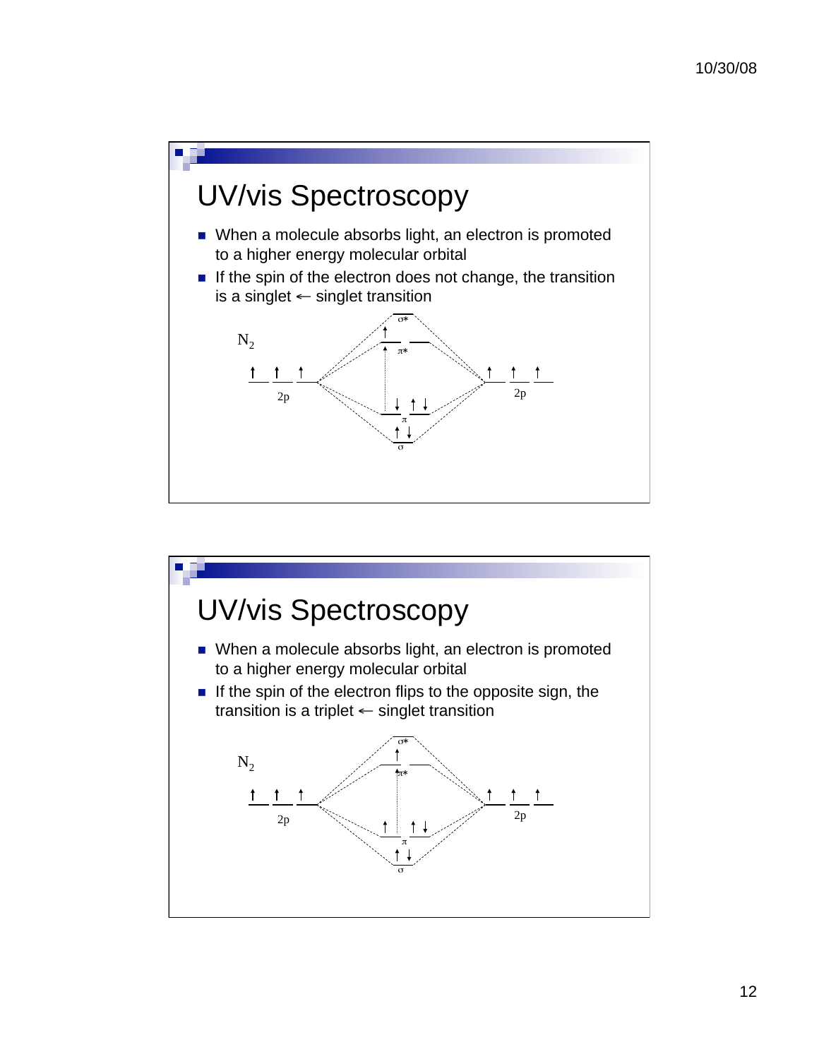# UV/vis Spectroscopy

- When a molecule absorbs light, an electron is promoted to a higher energy molecular orbital
- If the spin of the electron does not change, the transition is a singlet ← singlet transition

$N_2$

2p    σ*    π*    π    σ    2p

# UV/vis Spectroscopy

- When a molecule absorbs light, an electron is promoted to a higher energy molecular orbital
- If the spin of the electron flips to the opposite sign, the transition is a triplet ← singlet transition

$N_2$

2p    σ*    π*    π    σ    2p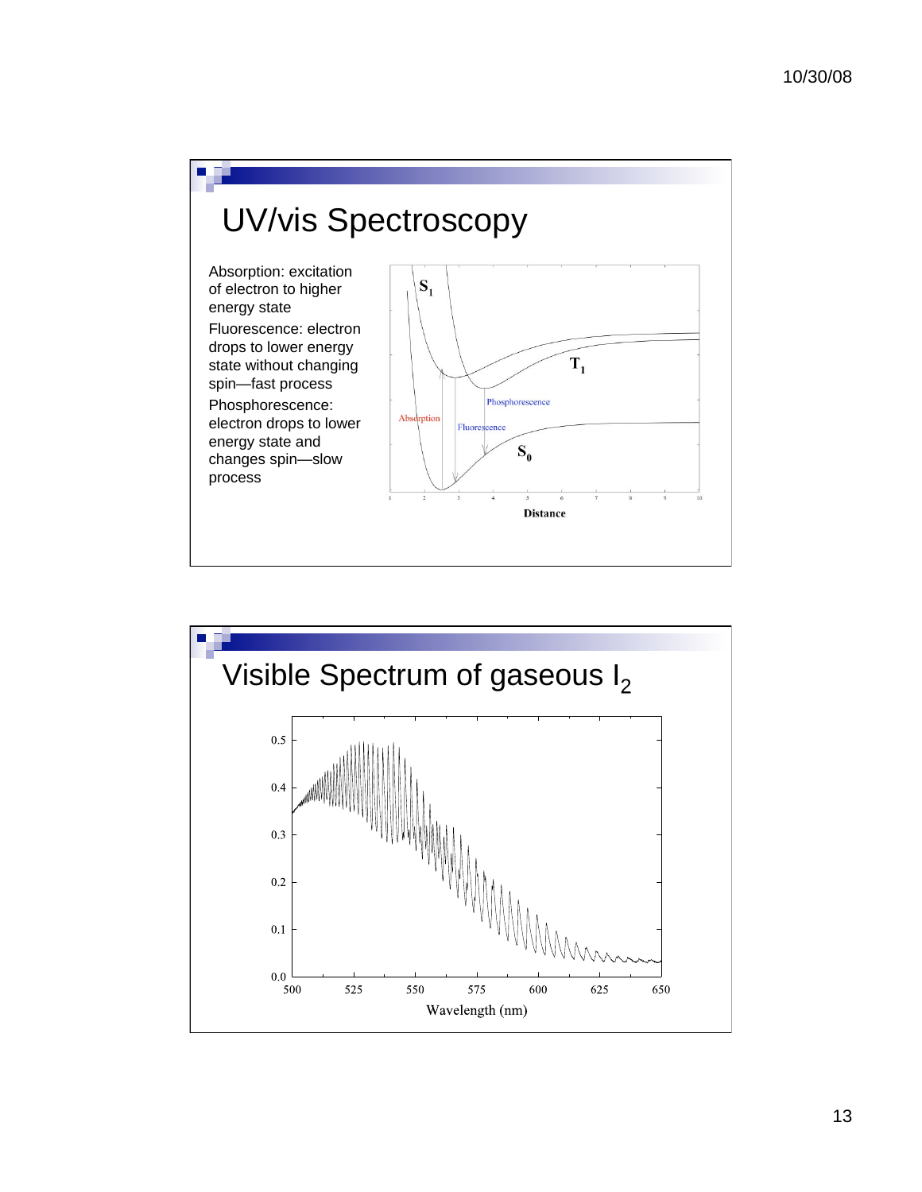# UV/vis Spectroscopy

Absorption: excitation of electron to higher energy state

Fluorescence: electron drops to lower energy state without changing spin—fast process

Phosphorescence: electron drops to lower energy state and changes spin—slow process

# Visible Spectrum of gaseous $I_2$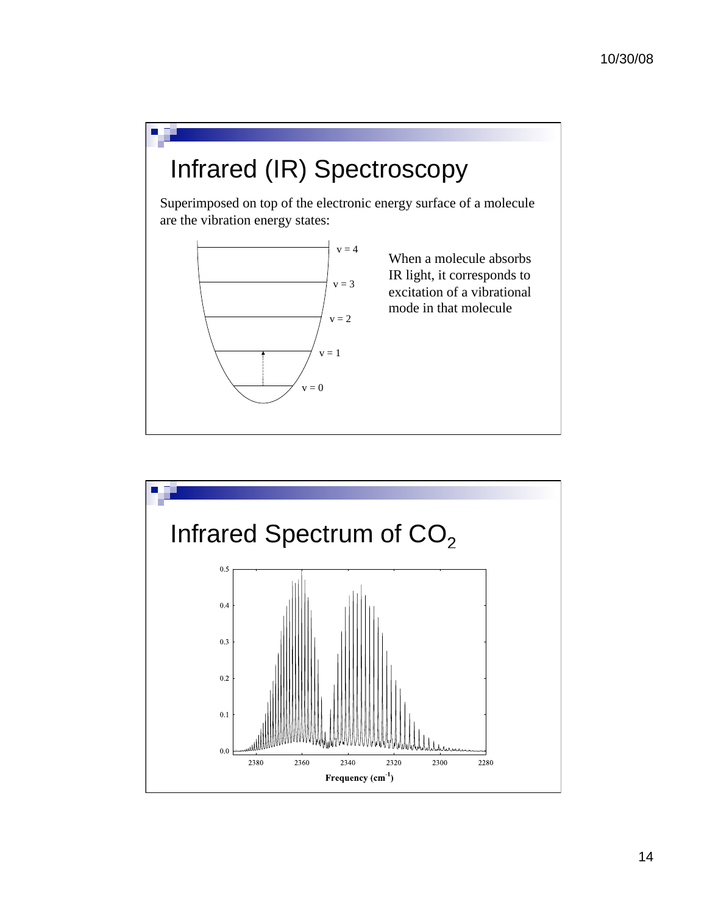# Infrared (IR) Spectroscopy

Superimposed on top of the electronic energy surface of a molecule are the vibration energy states:

v = 4

v = 3

v = 2

v = 1

v = 0

When a molecule absorbs IR light, it corresponds to excitation of a vibrational mode in that molecule

# Infrared Spectrum of $CO_2$

0.5
0.4
0.3
0.2
0.1
0.0

2380 2360 2340 2320 2300 2280

**Frequency ($cm^{-1}$)**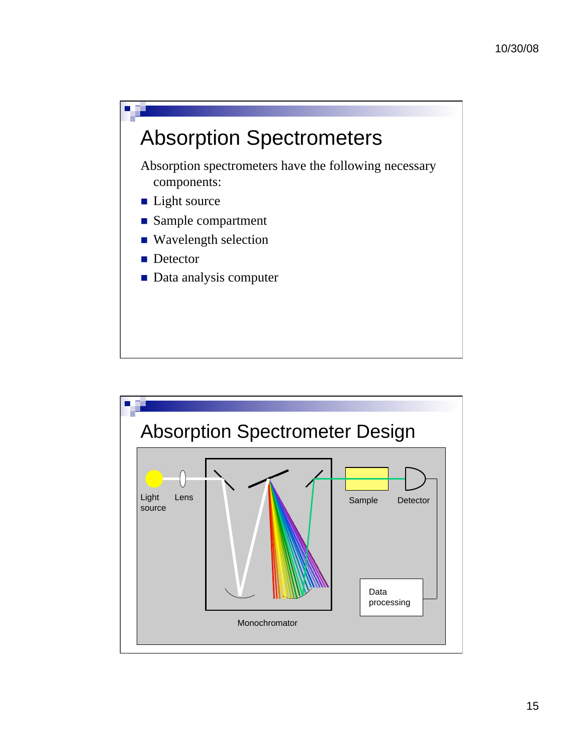# Absorption Spectrometers

Absorption spectrometers have the following necessary components:

- Light source
- Sample compartment
- Wavelength selection
- Detector
- Data analysis computer

# Absorption Spectrometer Design

Light source

Lens

Monochromator

Sample

Detector

Data processing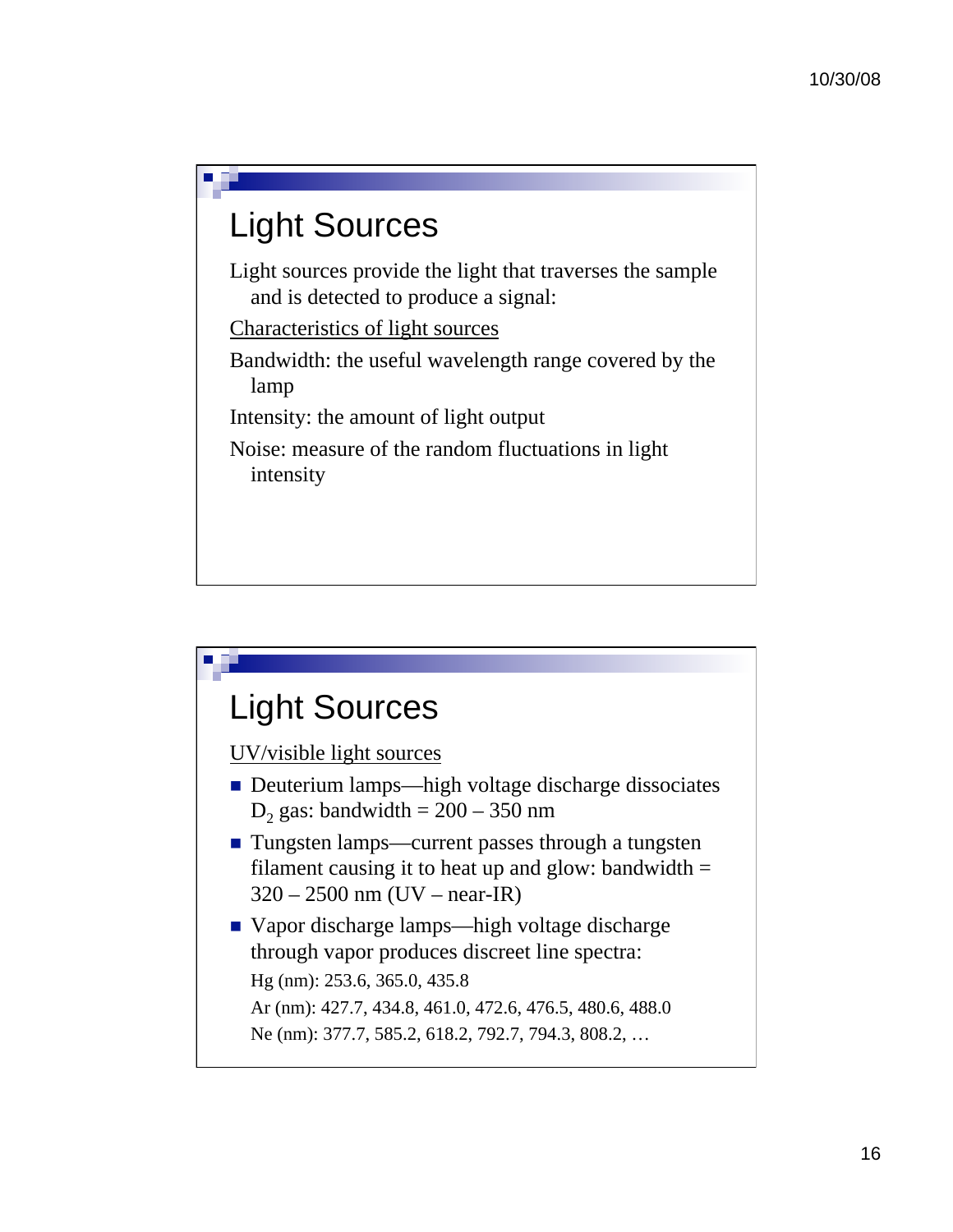## Light Sources

Light sources provide the light that traverses the sample and is detected to produce a signal:

Characteristics of light sources

Bandwidth: the useful wavelength range covered by the lamp

Intensity: the amount of light output

Noise: measure of the random fluctuations in light intensity

## Light Sources

UV/visible light sources

- Deuterium lamps—high voltage discharge dissociates $D_2$ gas: bandwidth = 200 – 350 nm
- Tungsten lamps—current passes through a tungsten filament causing it to heat up and glow: bandwidth = 320 – 2500 nm (UV – near-IR)
- Vapor discharge lamps—high voltage discharge through vapor produces discreet line spectra:

  Hg (nm): 253.6, 365.0, 435.8

  Ar (nm): 427.7, 434.8, 461.0, 472.6, 476.5, 480.6, 488.0

  Ne (nm): 377.7, 585.2, 618.2, 792.7, 794.3, 808.2, …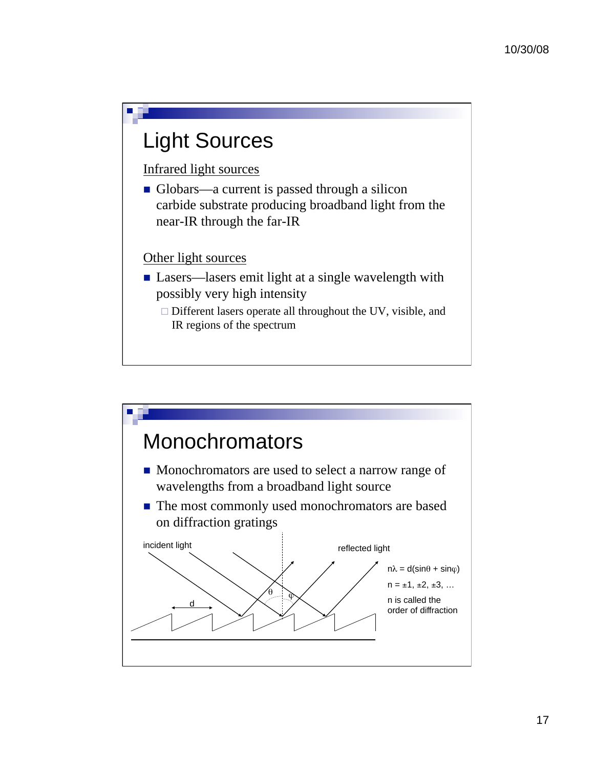# Light Sources

Infrared light sources

- Globars—a current is passed through a silicon carbide substrate producing broadband light from the near-IR through the far-IR

Other light sources

- Lasers—lasers emit light at a single wavelength with possibly very high intensity
  - Different lasers operate all throughout the UV, visible, and IR regions of the spectrum

# Monochromators

- Monochromators are used to select a narrow range of wavelengths from a broadband light source
- The most commonly used monochromators are based on diffraction gratings

incident light

reflected light

d

$\theta$

$\varphi$

$n\lambda = d(\sin\theta + \sin\varphi)$

$n = \pm1, \pm2, \pm3, \ldots$

n is called the order of diffraction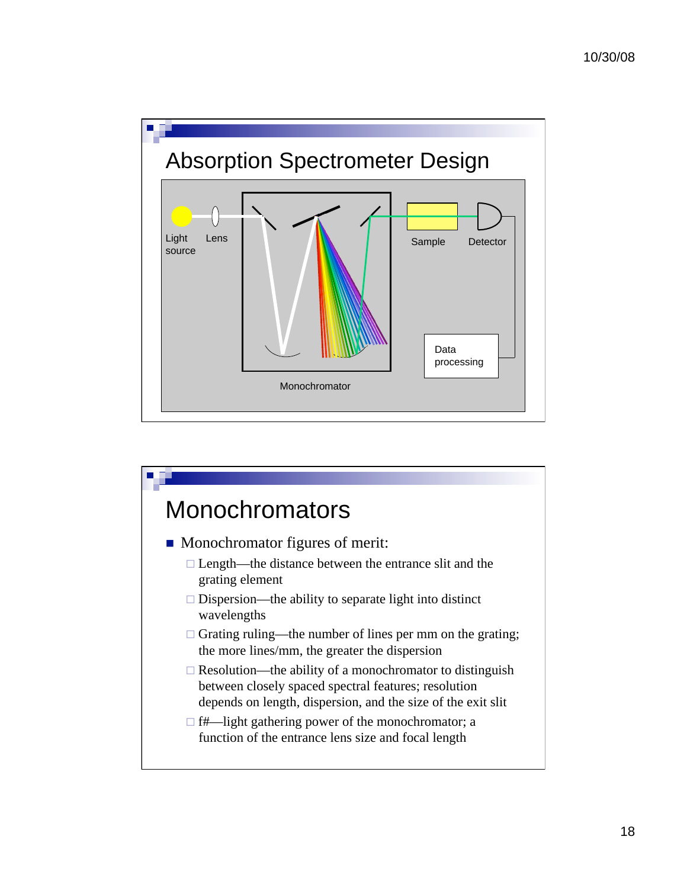## Absorption Spectrometer Design

Light source

Lens

Monochromator

Sample

Detector

Data processing

## Monochromators

- Monochromator figures of merit:
  - Length—the distance between the entrance slit and the grating element
  - Dispersion—the ability to separate light into distinct wavelengths
  - Grating ruling—the number of lines per mm on the grating; the more lines/mm, the greater the dispersion
  - Resolution—the ability of a monochromator to distinguish between closely spaced spectral features; resolution depends on length, dispersion, and the size of the exit slit
  - f#—light gathering power of the monochromator; a function of the entrance lens size and focal length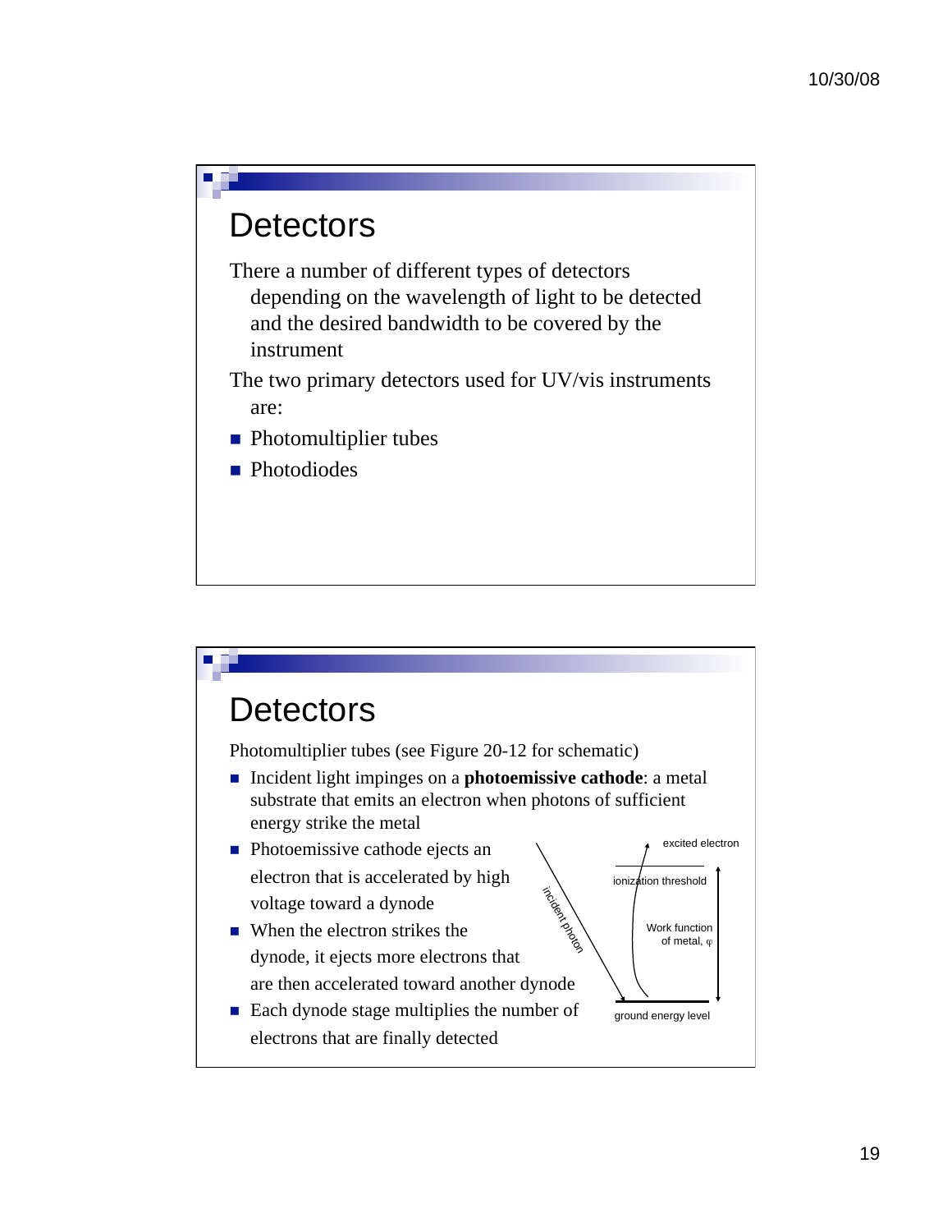# Detectors

There a number of different types of detectors depending on the wavelength of light to be detected and the desired bandwidth to be covered by the instrument

The two primary detectors used for UV/vis instruments are:

- Photomultiplier tubes
- Photodiodes

# Detectors

Photomultiplier tubes (see Figure 20-12 for schematic)

- Incident light impinges on a **photoemissive cathode**: a metal substrate that emits an electron when photons of sufficient energy strike the metal
- Photoemissive cathode ejects an electron that is accelerated by high voltage toward a dynode
- When the electron strikes the dynode, it ejects more electrons that are then accelerated toward another dynode
- Each dynode stage multiplies the number of electrons that are finally detected

excited electron

ionization threshold

incident photon

Work function of metal, φ

ground energy level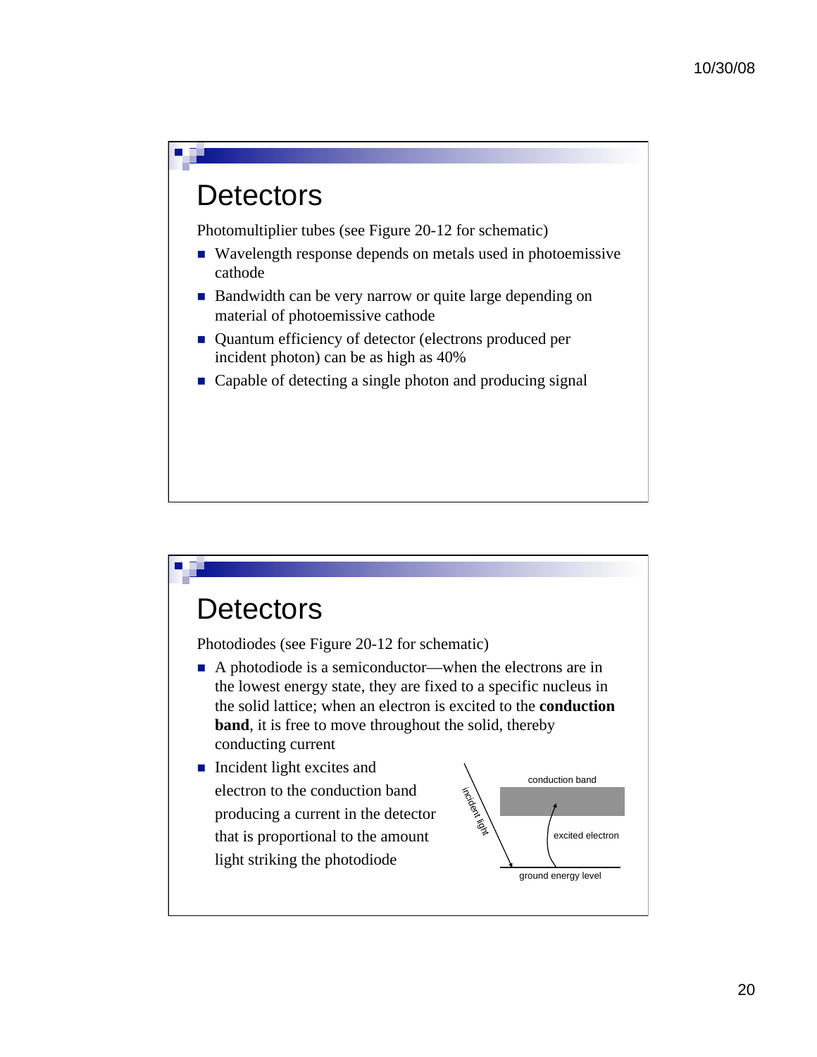# Detectors

Photomultiplier tubes (see Figure 20-12 for schematic)

- Wavelength response depends on metals used in photoemissive cathode
- Bandwidth can be very narrow or quite large depending on material of photoemissive cathode
- Quantum efficiency of detector (electrons produced per incident photon) can be as high as 40%
- Capable of detecting a single photon and producing signal

# Detectors

Photodiodes (see Figure 20-12 for schematic)

- A photodiode is a semiconductor—when the electrons are in the lowest energy state, they are fixed to a specific nucleus in the solid lattice; when an electron is excited to the **conduction band**, it is free to move throughout the solid, thereby conducting current
- Incident light excites and electron to the conduction band producing a current in the detector that is proportional to the amount light striking the photodiode

conduction band

incident light

excited electron

ground energy level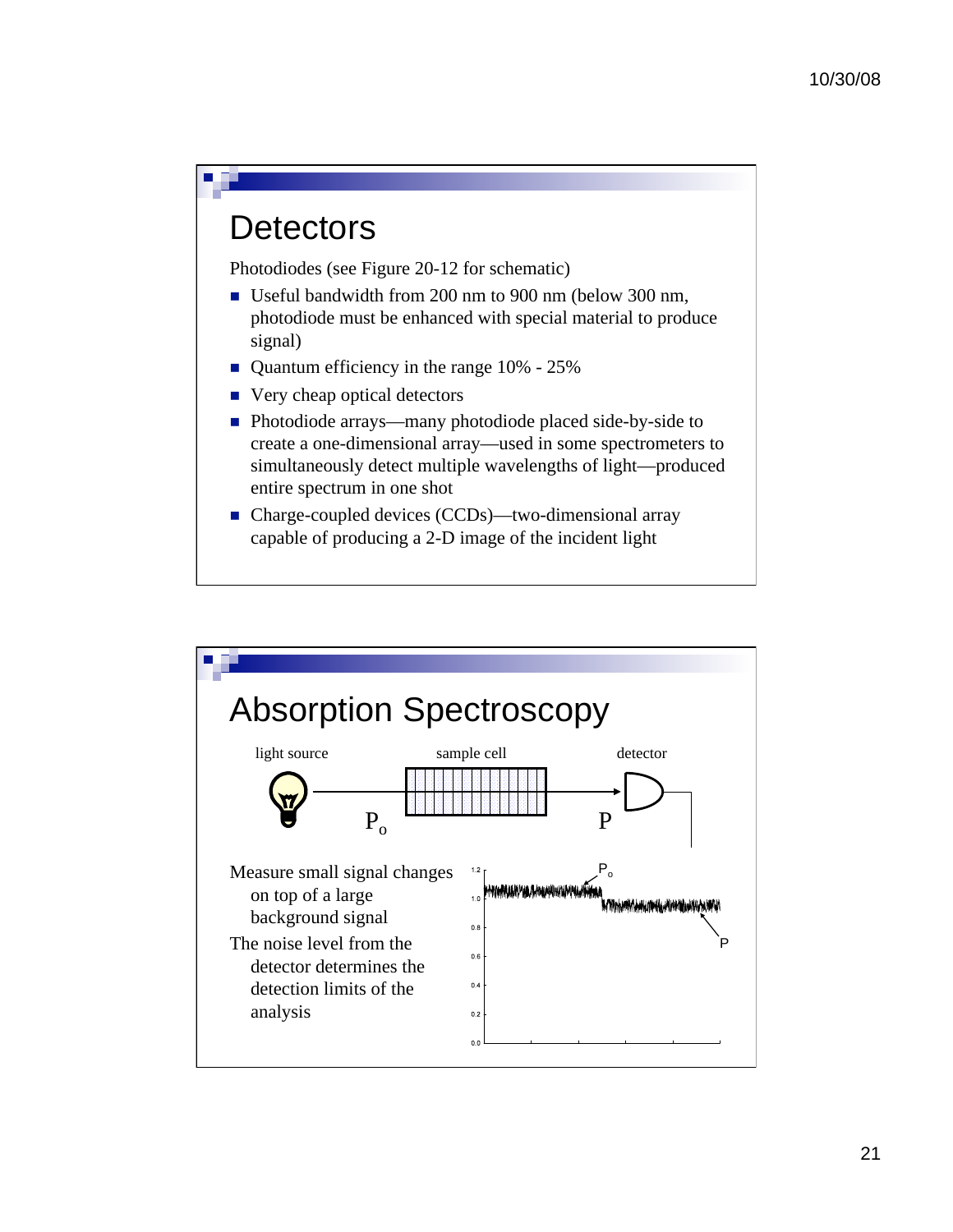## Detectors

Photodiodes (see Figure 20-12 for schematic)

- Useful bandwidth from 200 nm to 900 nm (below 300 nm, photodiode must be enhanced with special material to produce signal)
- Quantum efficiency in the range 10% - 25%
- Very cheap optical detectors
- Photodiode arrays—many photodiode placed side-by-side to create a one-dimensional array—used in some spectrometers to simultaneously detect multiple wavelengths of light—produced entire spectrum in one shot
- Charge-coupled devices (CCDs)—two-dimensional array capable of producing a 2-D image of the incident light

## Absorption Spectroscopy

light source — $P_o$ — sample cell — $P$ — detector

Measure small signal changes on top of a large background signal

The noise level from the detector determines the detection limits of the analysis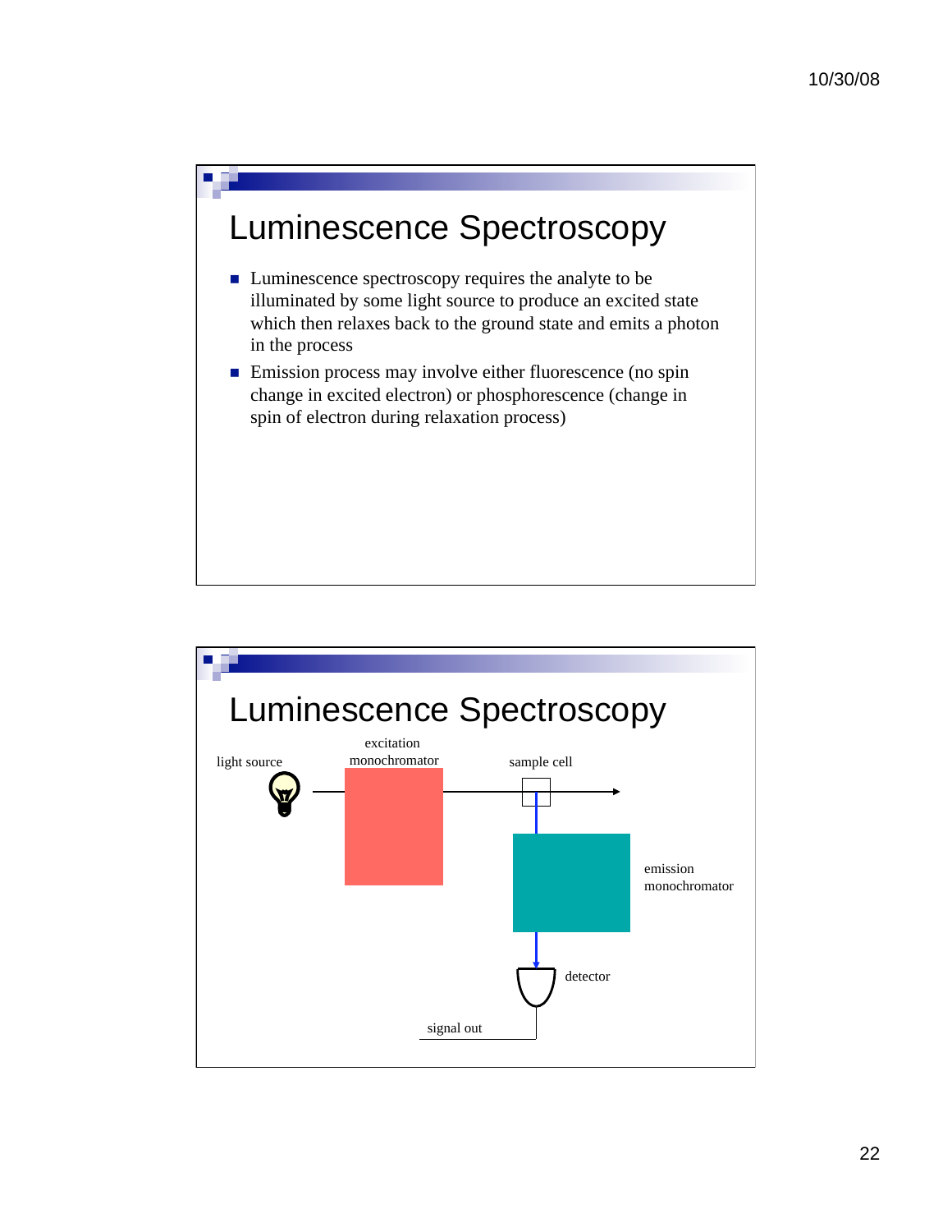# Luminescence Spectroscopy

- Luminescence spectroscopy requires the analyte to be illuminated by some light source to produce an excited state which then relaxes back to the ground state and emits a photon in the process
- Emission process may involve either fluorescence (no spin change in excited electron) or phosphorescence (change in spin of electron during relaxation process)

# Luminescence Spectroscopy

light source

excitation monochromator

sample cell

emission monochromator

detector

signal out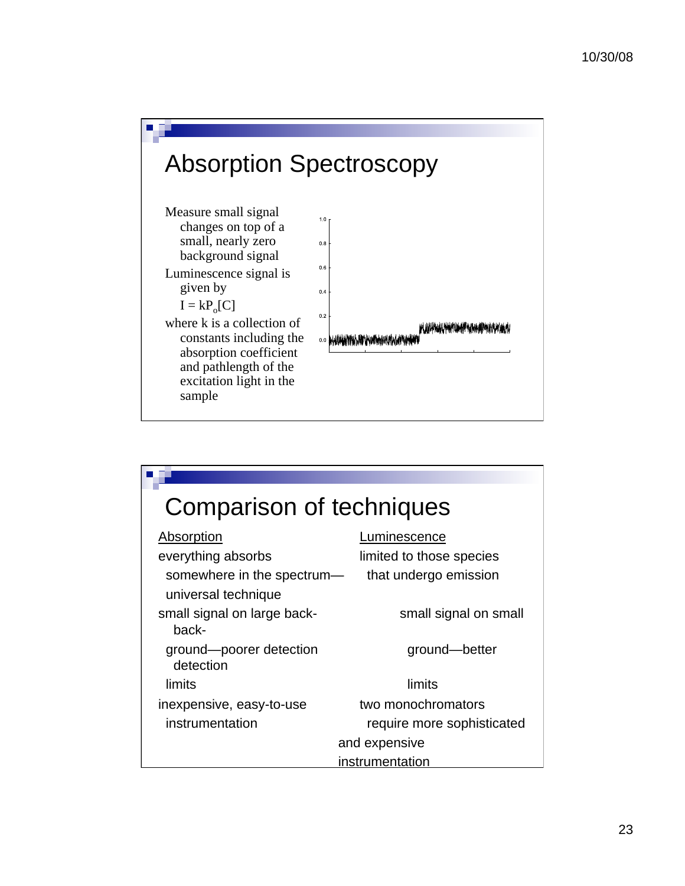## Absorption Spectroscopy

Measure small signal changes on top of a small, nearly zero background signal

Luminescence signal is given by

$I = kP_o[C]$

where k is a collection of constants including the absorption coefficient and pathlength of the excitation light in the sample

1.0
0.8
0.6
0.4
0.2
0.0

## Comparison of techniques

| Absorption | Luminescence |
|---|---|
| everything absorbs somewhere in the spectrum—universal technique | limited to those species that undergo emission |
| small signal on large back-ground—poorer detection limits | small signal on small back-ground—better detection limits |
| inexpensive, easy-to-use instrumentation | two monochromators require more sophisticated and expensive instrumentation |